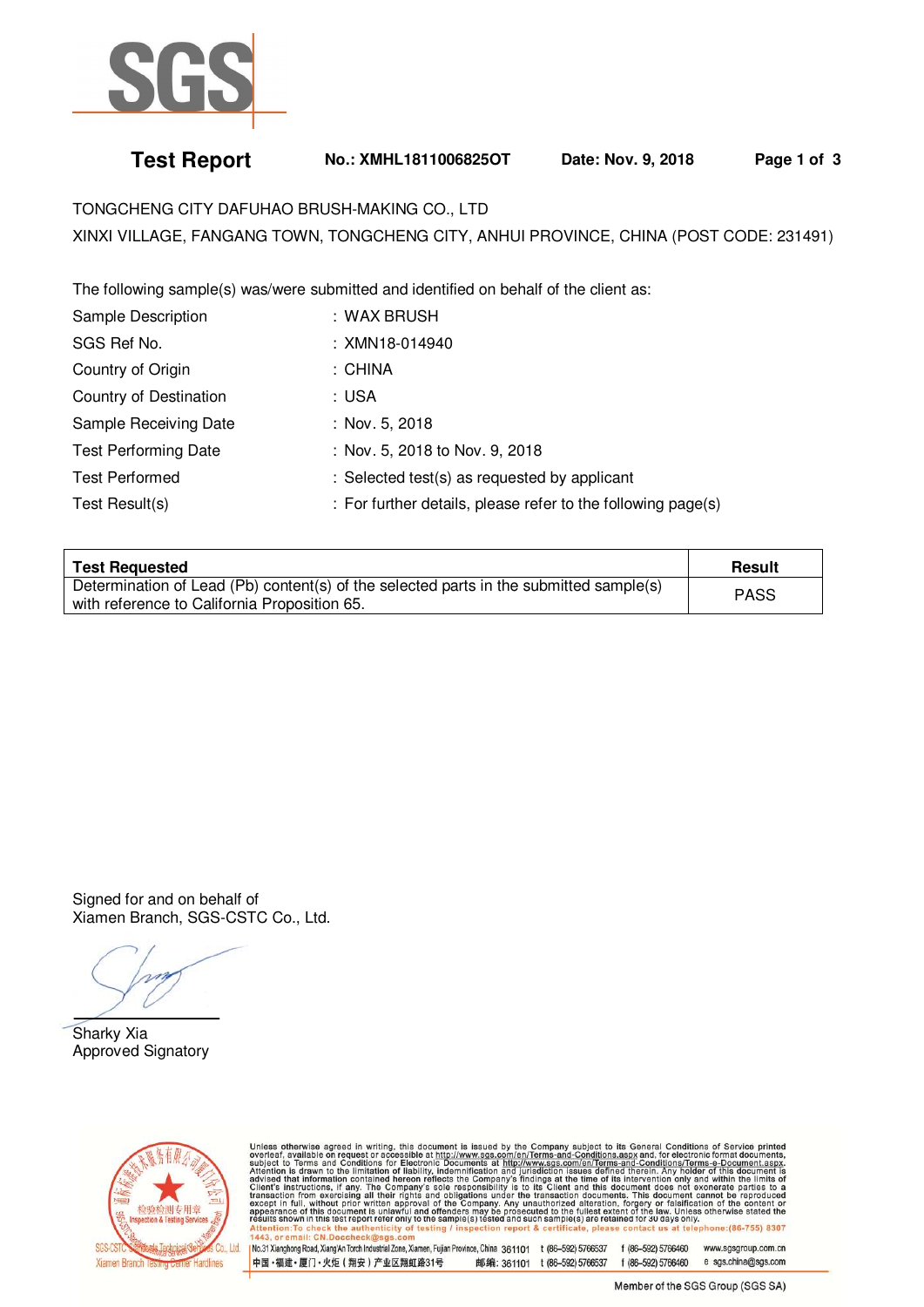# Test Report

**No.: XMHL1811006825OT** **Date: Nov. 9, 2018**

TONGCHENG CITY DAFUHAO BRUSH-MAKING CO., LTD
XINXI VILLAGE, FANGANG TOWN, TONGCHENG CITY, ANHUI PROVINCE, CHINA (POST CODE: 231491)

The following sample(s) was/were submitted and identified on behalf of the client as:

| | |
|---|---|
| Sample Description | : WAX BRUSH |
| SGS Ref No. | : XMN18-014940 |
| Country of Origin | : CHINA |
| Country of Destination | : USA |
| Sample Receiving Date | : Nov. 5, 2018 |
| Test Performing Date | : Nov. 5, 2018 to Nov. 9, 2018 |
| Test Performed | : Selected test(s) as requested by applicant |
| Test Result(s) | : For further details, please refer to the following page(s) |

| **Test Requested** | **Result** |
|---|---|
| Determination of Lead (Pb) content(s) of the selected parts in the submitted sample(s) with reference to California Proposition 65. | PASS |

Signed for and on behalf of
Xiamen Branch, SGS-CSTC Co., Ltd.

Sharky Xia
Approved Signatory

Unless otherwise agreed in writing, this document is issued by the Company subject to its General Conditions of Service printed overleaf, available on request or accessible at http://www.sgs.com/en/Terms-and-Conditions.aspx and, for electronic format documents, subject to Terms and Conditions for Electronic Documents at http://www.sgs.com/en/Terms-and-Conditions/Terms-e-Document.aspx. Attention is drawn to the limitation of liability, indemnification and jurisdiction issues defined therein. Any holder of this document is advised that information contained hereon reflects the Company's findings at the time of its intervention only and within the limits of Client's instructions, if any. The Company's sole responsibility is to its Client and this document does not exonerate parties to a transaction from exercising all their rights and obligations under the transaction documents. This document cannot be reproduced except in full, without prior written approval of the Company. Any unauthorized alteration, forgery or falsification of the content or appearance of this document is unlawful and offenders may be prosecuted to the fullest extent of the law. Unless otherwise stated the results shown in this test report refer only to the sample(s) tested and such sample(s) are retained for 30 days only.
Attention: To check the authenticity of testing / inspection report & certificate, please contact us at telephone: (86-755) 8307 1443, or email: CN.Doccheck@sgs.com

No.31 Xianghong Road, Xiang'An Torch Industrial Zone, Xiamen, Fujian Province, China 361101 t (86–592) 5766537 f (86–592) 5766460 www.sgsgroup.com.cn
中国・福建・厦门・火炬（翔安）产业区翔虹路31号 邮编: 361101 t (86–592) 5766537 f (86–592) 5766460 e sgs.china@sgs.com

Member of the SGS Group (SGS SA)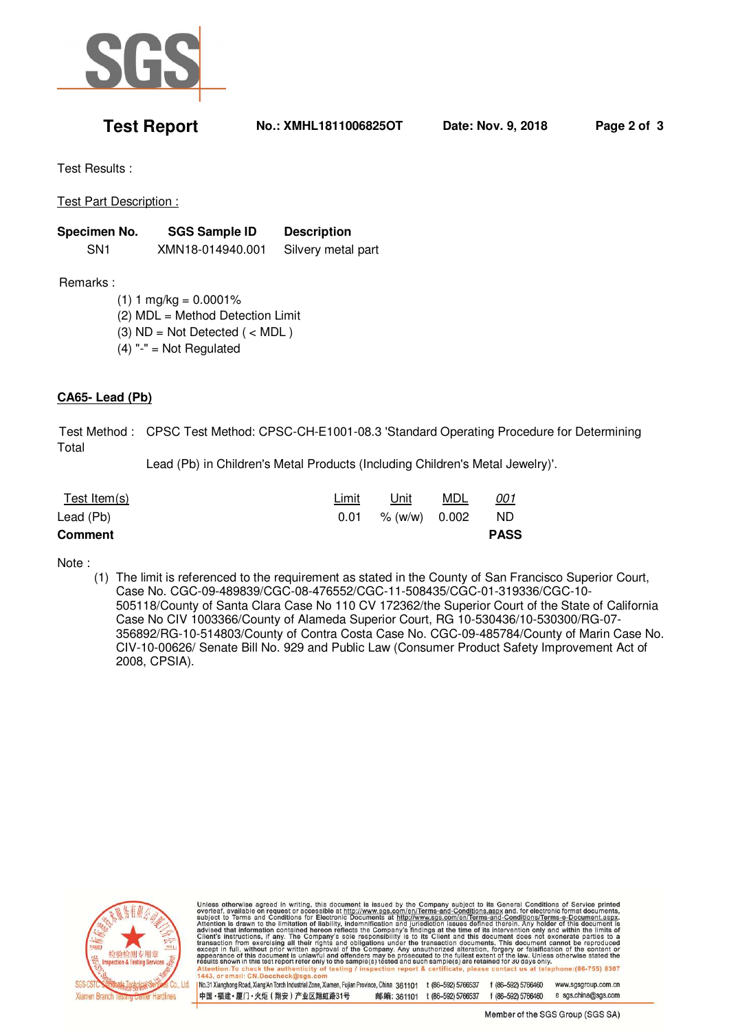Test Report No.: XMHL1811006825OT Date: Nov. 9, 2018

Test Results :

Test Part Description :

| Specimen No. | SGS Sample ID | Description |
|---|---|---|
| SN1 | XMN18-014940.001 | Silvery metal part |

Remarks :

(1) 1 mg/kg = 0.0001%
(2) MDL = Method Detection Limit
(3) ND = Not Detected ( < MDL )
(4) "-" = Not Regulated

**CA65- Lead (Pb)**

Test Method : CPSC Test Method: CPSC-CH-E1001-08.3 'Standard Operating Procedure for Determining Total Lead (Pb) in Children's Metal Products (Including Children's Metal Jewelry)'.

| Test Item(s) | Limit | Unit | MDL | 001 |
|---|---|---|---|---|
| Lead (Pb) | 0.01 | % (w/w) | 0.002 | ND |
| **Comment** | | | | **PASS** |

Note :

(1) The limit is referenced to the requirement as stated in the County of San Francisco Superior Court, Case No. CGC-09-489839/CGC-08-476552/CGC-11-508435/CGC-01-319336/CGC-10-505118/County of Santa Clara Case No 110 CV 172362/the Superior Court of the State of California Case No CIV 1003366/County of Alameda Superior Court, RG 10-530436/10-530300/RG-07-356892/RG-10-514803/County of Contra Costa Case No. CGC-09-485784/County of Marin Case No. CIV-10-00626/ Senate Bill No. 929 and Public Law (Consumer Product Safety Improvement Act of 2008, CPSIA).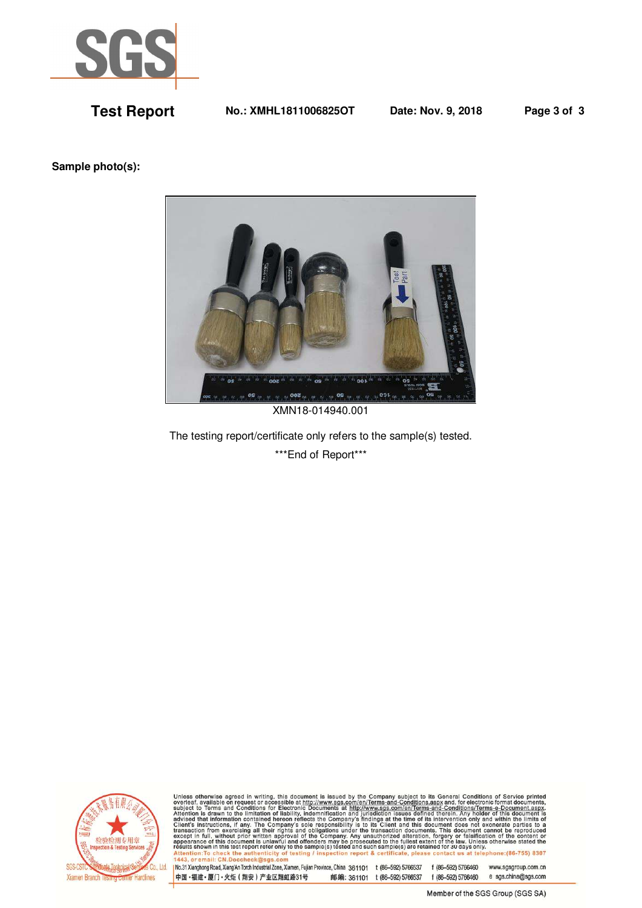**Sample photo(s):**

XMN18-014940.001

The testing report/certificate only refers to the sample(s) tested.

\*\*\*End of Report\*\*\*